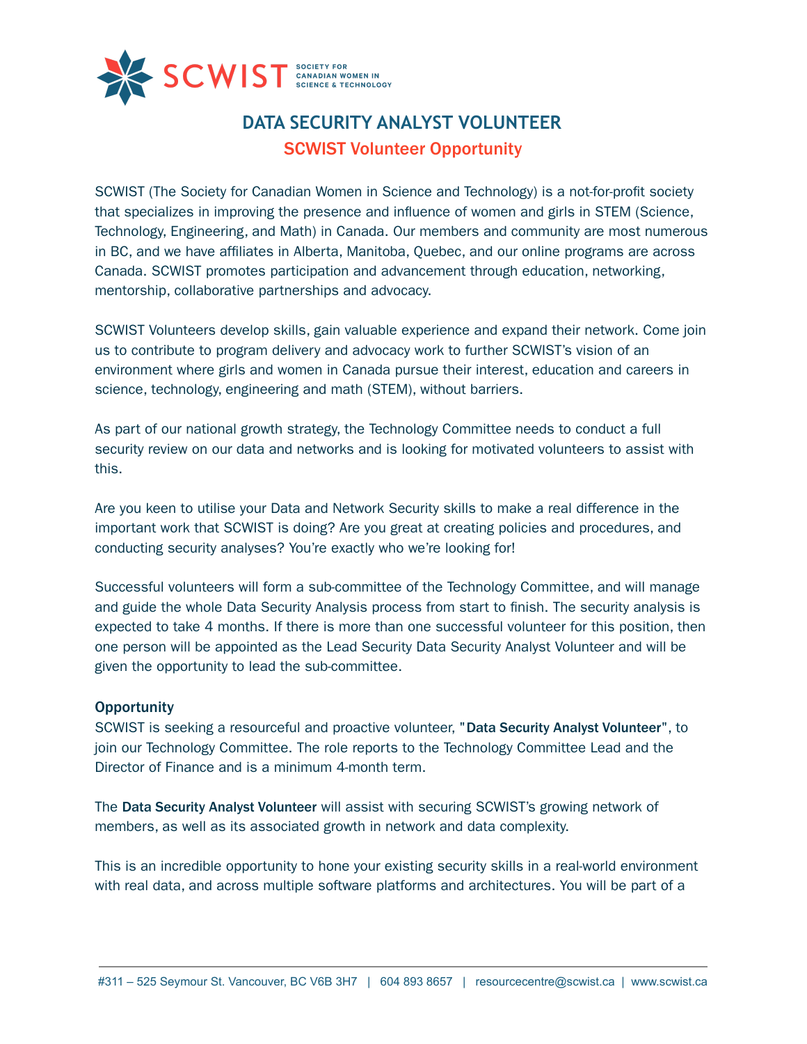SCWIST SOCIETY FOR CANADIAN WOMEN IN SCIENCE & TECHNOLOGY

# DATA SECURITY ANALYST VOLUNTEER

## SCWIST Volunteer Opportunity

SCWIST (The Society for Canadian Women in Science and Technology) is a not-for-profit society that specializes in improving the presence and influence of women and girls in STEM (Science, Technology, Engineering, and Math) in Canada. Our members and community are most numerous in BC, and we have affiliates in Alberta, Manitoba, Quebec, and our online programs are across Canada. SCWIST promotes participation and advancement through education, networking, mentorship, collaborative partnerships and advocacy.

SCWIST Volunteers develop skills, gain valuable experience and expand their network. Come join us to contribute to program delivery and advocacy work to further SCWIST's vision of an environment where girls and women in Canada pursue their interest, education and careers in science, technology, engineering and math (STEM), without barriers.

As part of our national growth strategy, the Technology Committee needs to conduct a full security review on our data and networks and is looking for motivated volunteers to assist with this.

Are you keen to utilise your Data and Network Security skills to make a real difference in the important work that SCWIST is doing? Are you great at creating policies and procedures, and conducting security analyses? You're exactly who we're looking for!

Successful volunteers will form a sub-committee of the Technology Committee, and will manage and guide the whole Data Security Analysis process from start to finish. The security analysis is expected to take 4 months. If there is more than one successful volunteer for this position, then one person will be appointed as the Lead Security Data Security Analyst Volunteer and will be given the opportunity to lead the sub-committee.

### Opportunity

SCWIST is seeking a resourceful and proactive volunteer, "**Data Security Analyst Volunteer**", to join our Technology Committee. The role reports to the Technology Committee Lead and the Director of Finance and is a minimum 4-month term.

The **Data Security Analyst Volunteer** will assist with securing SCWIST's growing network of members, as well as its associated growth in network and data complexity.

This is an incredible opportunity to hone your existing security skills in a real-world environment with real data, and across multiple software platforms and architectures. You will be part of a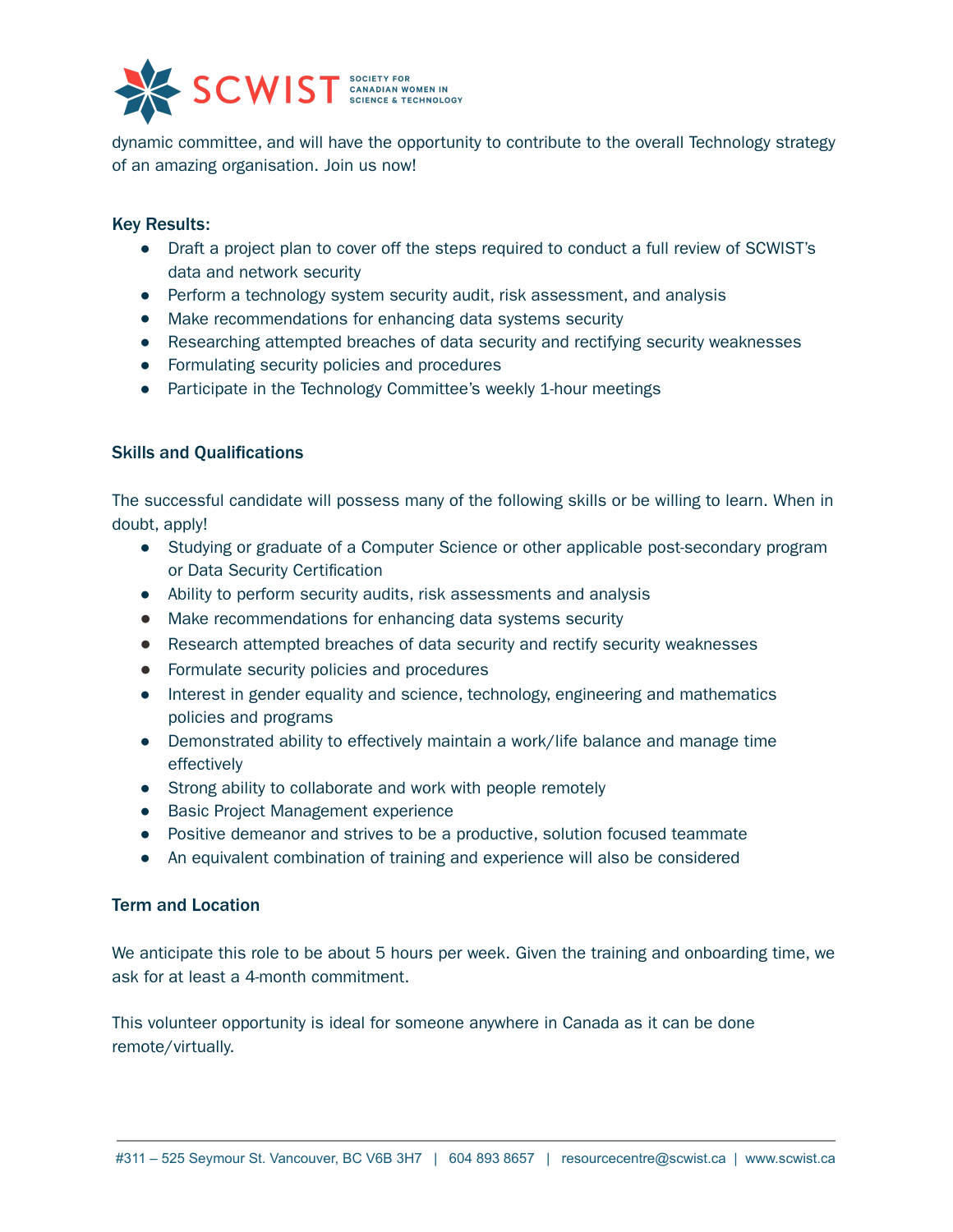dynamic committee, and will have the opportunity to contribute to the overall Technology strategy of an amazing organisation. Join us now!

**Key Results:**

- Draft a project plan to cover off the steps required to conduct a full review of SCWIST's data and network security
- Perform a technology system security audit, risk assessment, and analysis
- Make recommendations for enhancing data systems security
- Researching attempted breaches of data security and rectifying security weaknesses
- Formulating security policies and procedures
- Participate in the Technology Committee's weekly 1-hour meetings

**Skills and Qualifications**

The successful candidate will possess many of the following skills or be willing to learn. When in doubt, apply!

- Studying or graduate of a Computer Science or other applicable post-secondary program or Data Security Certification
- Ability to perform security audits, risk assessments and analysis
- Make recommendations for enhancing data systems security
- Research attempted breaches of data security and rectify security weaknesses
- Formulate security policies and procedures
- Interest in gender equality and science, technology, engineering and mathematics policies and programs
- Demonstrated ability to effectively maintain a work/life balance and manage time effectively
- Strong ability to collaborate and work with people remotely
- Basic Project Management experience
- Positive demeanor and strives to be a productive, solution focused teammate
- An equivalent combination of training and experience will also be considered

**Term and Location**

We anticipate this role to be about 5 hours per week. Given the training and onboarding time, we ask for at least a 4-month commitment.

This volunteer opportunity is ideal for someone anywhere in Canada as it can be done remote/virtually.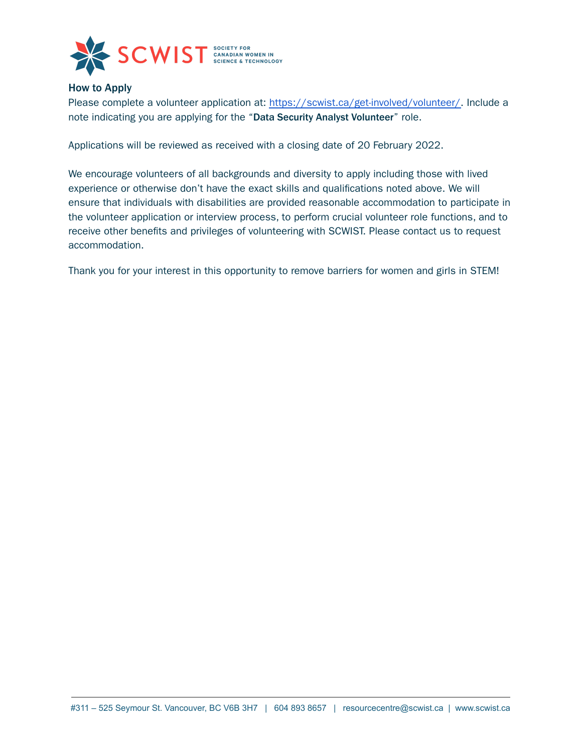## How to Apply

Please complete a volunteer application at: https://scwist.ca/get-involved/volunteer/. Include a note indicating you are applying for the "**Data Security Analyst Volunteer**" role.

Applications will be reviewed as received with a closing date of 20 February 2022.

We encourage volunteers of all backgrounds and diversity to apply including those with lived experience or otherwise don't have the exact skills and qualifications noted above. We will ensure that individuals with disabilities are provided reasonable accommodation to participate in the volunteer application or interview process, to perform crucial volunteer role functions, and to receive other benefits and privileges of volunteering with SCWIST. Please contact us to request accommodation.

Thank you for your interest in this opportunity to remove barriers for women and girls in STEM!